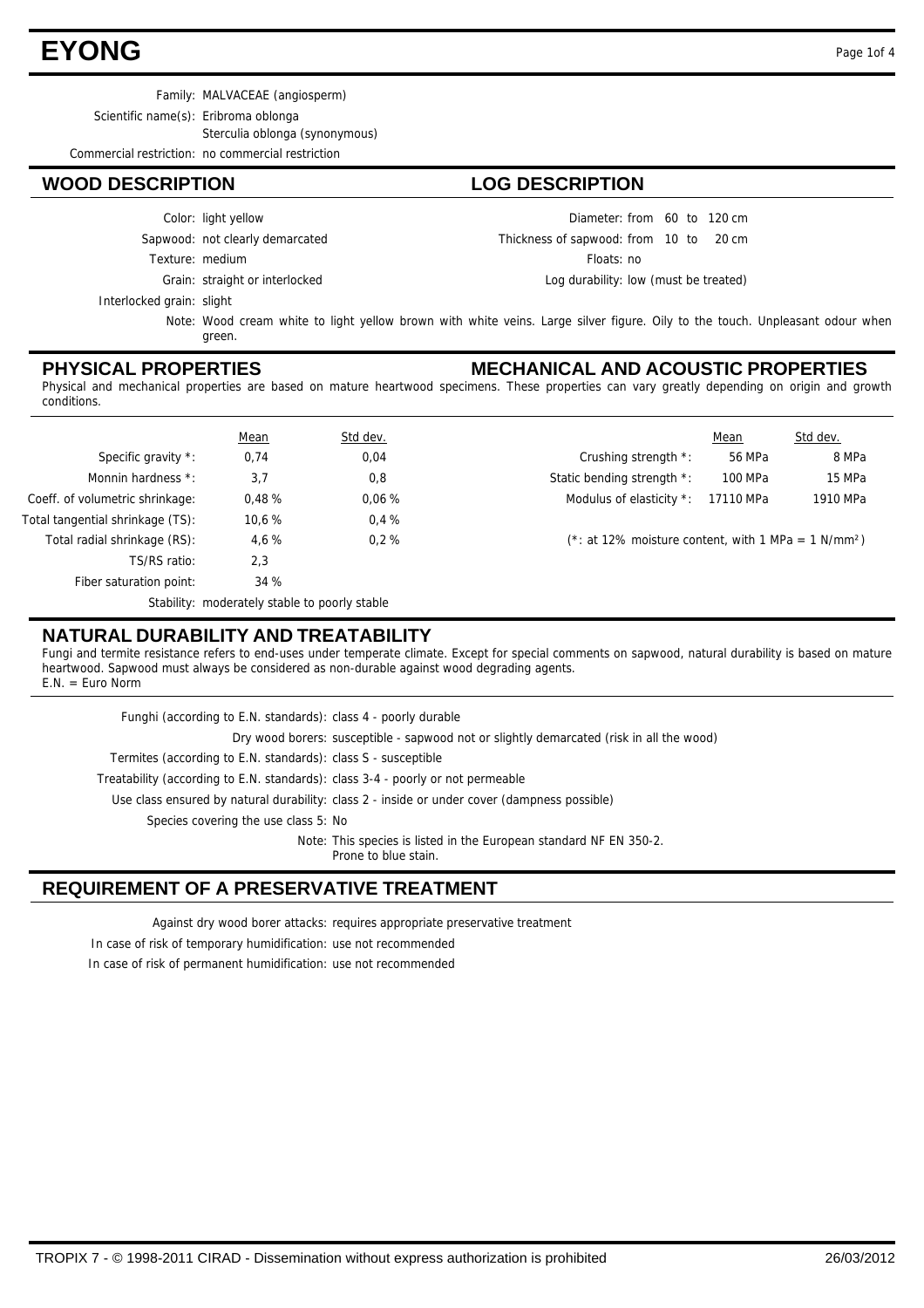# EYONG

Family: MALVACEAE (angiosperm)
Scientific name(s): Eribroma oblonga
Sterculia oblonga (synonymous)
Commercial restriction: no commercial restriction

## WOOD DESCRIPTION

Color: light yellow
Sapwood: not clearly demarcated
Texture: medium
Grain: straight or interlocked
Interlocked grain: slight

## LOG DESCRIPTION

Diameter: from 60 to 120 cm
Thickness of sapwood: from 10 to 20 cm
Floats: no
Log durability: low (must be treated)

Note: Wood cream white to light yellow brown with white veins. Large silver figure. Oily to the touch. Unpleasant odour when green.

## PHYSICAL PROPERTIES

## MECHANICAL AND ACOUSTIC PROPERTIES

Physical and mechanical properties are based on mature heartwood specimens. These properties can vary greatly depending on origin and growth conditions.

| | Mean | Std dev. |
|---|---|---|
| Specific gravity *: | 0,74 | 0,04 |
| Monnin hardness *: | 3,7 | 0,8 |
| Coeff. of volumetric shrinkage: | 0,48 % | 0,06 % |
| Total tangential shrinkage (TS): | 10,6 % | 0,4 % |
| Total radial shrinkage (RS): | 4,6 % | 0,2 % |
| TS/RS ratio: | 2,3 | |
| Fiber saturation point: | 34 % | |

Stability: moderately stable to poorly stable

| | Mean | Std dev. |
|---|---|---|
| Crushing strength *: | 56 MPa | 8 MPa |
| Static bending strength *: | 100 MPa | 15 MPa |
| Modulus of elasticity *: | 17110 MPa | 1910 MPa |

(*: at 12% moisture content, with 1 MPa = 1 $N/mm^2$)

## NATURAL DURABILITY AND TREATABILITY

Fungi and termite resistance refers to end-uses under temperate climate. Except for special comments on sapwood, natural durability is based on mature heartwood. Sapwood must always be considered as non-durable against wood degrading agents.
E.N. = Euro Norm

Funghi (according to E.N. standards): class 4 - poorly durable
Dry wood borers: susceptible - sapwood not or slightly demarcated (risk in all the wood)
Termites (according to E.N. standards): class S - susceptible
Treatability (according to E.N. standards): class 3-4 - poorly or not permeable
Use class ensured by natural durability: class 2 - inside or under cover (dampness possible)
Species covering the use class 5: No
Note: This species is listed in the European standard NF EN 350-2.
Prone to blue stain.

## REQUIREMENT OF A PRESERVATIVE TREATMENT

Against dry wood borer attacks: requires appropriate preservative treatment
In case of risk of temporary humidification: use not recommended
In case of risk of permanent humidification: use not recommended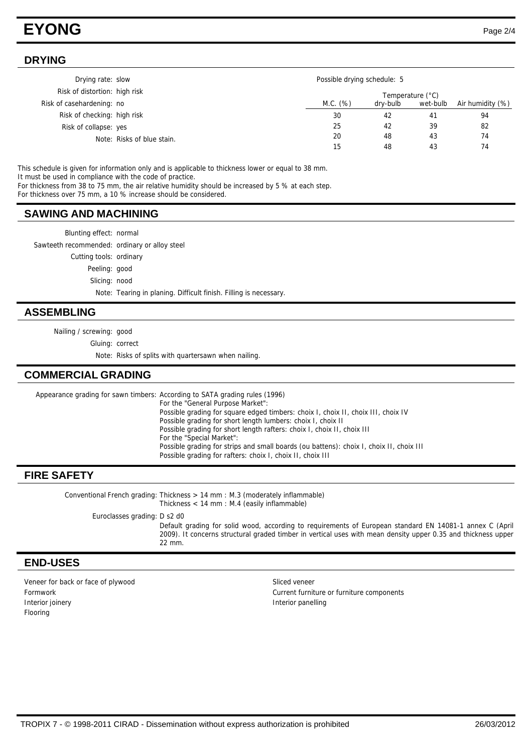# EYONG

## DRYING

Drying rate: slow

Risk of distortion: high risk

Risk of casehardening: no

Risk of checking: high risk

Risk of collapse: yes

Note: Risks of blue stain.

Possible drying schedule: 5

| M.C. (%) | Temperature (°C) dry-bulb | Temperature (°C) wet-bulb | Air humidity (%) |
|---|---|---|---|
| 30 | 42 | 41 | 94 |
| 25 | 42 | 39 | 82 |
| 20 | 48 | 43 | 74 |
| 15 | 48 | 43 | 74 |

This schedule is given for information only and is applicable to thickness lower or equal to 38 mm.
It must be used in compliance with the code of practice.
For thickness from 38 to 75 mm, the air relative humidity should be increased by 5 % at each step.
For thickness over 75 mm, a 10 % increase should be considered.

## SAWING AND MACHINING

Blunting effect: normal

Sawteeth recommended: ordinary or alloy steel

Cutting tools: ordinary

Peeling: good

Slicing: nood

Note: Tearing in planing. Difficult finish. Filling is necessary.

## ASSEMBLING

Nailing / screwing: good

Gluing: correct

Note: Risks of splits with quartersawn when nailing.

## COMMERCIAL GRADING

Appearance grading for sawn timbers: According to SATA grading rules (1996)
For the "General Purpose Market":
Possible grading for square edged timbers: choix I, choix II, choix III, choix IV
Possible grading for short length lumbers: choix I, choix II
Possible grading for short length rafters: choix I, choix II, choix III
For the "Special Market":
Possible grading for strips and small boards (ou battens): choix I, choix II, choix III
Possible grading for rafters: choix I, choix II, choix III

## FIRE SAFETY

Conventional French grading: Thickness > 14 mm : M.3 (moderately inflammable)
Thickness < 14 mm : M.4 (easily inflammable)

Euroclasses grading: D s2 d0
Default grading for solid wood, according to requirements of European standard EN 14081-1 annex C (April 2009). It concerns structural graded timber in vertical uses with mean density upper 0.35 and thickness upper 22 mm.

## END-USES

Veneer for back or face of plywood
Formwork
Interior joinery
Flooring
Sliced veneer
Current furniture or furniture components
Interior panelling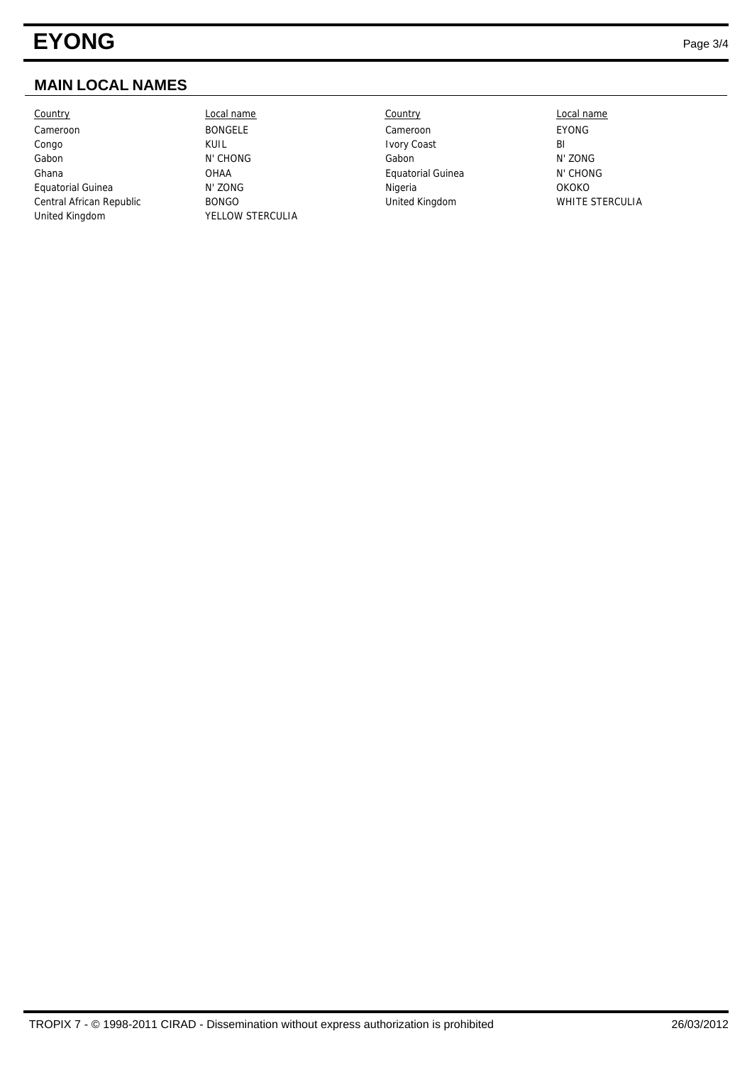## MAIN LOCAL NAMES

| Country | Local name | Country | Local name |
| --- | --- | --- | --- |
| Cameroon | BONGELE | Cameroon | EYONG |
| Congo | KUIL | Ivory Coast | BI |
| Gabon | N' CHONG | Gabon | N' ZONG |
| Ghana | OHAA | Equatorial Guinea | N' CHONG |
| Equatorial Guinea | N' ZONG | Nigeria | OKOKO |
| Central African Republic | BONGO | United Kingdom | WHITE STERCULIA |
| United Kingdom | YELLOW STERCULIA | | |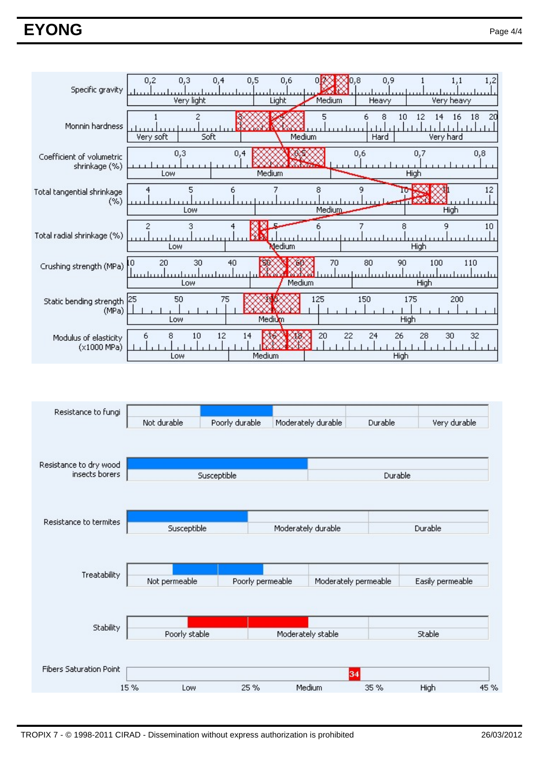# EYONG

Specific gravity
0,2 0,3 0,4 0,5 0,6 0,7 0,8 0,9 1 1,1 1,2
Very light | Light | Medium | Heavy | Very heavy

Monnin hardness
1 2 3 4 5 6 8 10 12 14 16 18 20
Very soft | Soft | Medium | Hard | Very hard

Coefficient of volumetric shrinkage (%)
0,3 0,4 0,5 0,6 0,7 0,8
Low | Medium | High

Total tangential shrinkage (%)
4 5 6 7 8 9 10 11 12
Low | Medium | High

Total radial shrinkage (%)
2 3 4 5 6 7 8 9 10
Low | Medium | High

Crushing strength (MPa)
10 20 30 40 50 60 70 80 90 100 110
Low | Medium | High

Static bending strength (MPa)
25 50 75 100 125 150 175 200
Low | Medium | High

Modulus of elasticity (x1000 MPa)
6 8 10 12 14 16 18 20 22 24 26 28 30 32
Low | Medium | High

Resistance to fungi
Not durable | Poorly durable | Moderately durable | Durable | Very durable

Resistance to dry wood insects borers
Susceptible | Durable

Resistance to termites
Susceptible | Moderately durable | Durable

Treatability
Not permeable | Poorly permeable | Moderately permeable | Easily permeable

Stability
Poorly stable | Moderately stable | Stable

Fibers Saturation Point
34
15 % Low 25 % Medium 35 % High 45 %

TROPIX 7 - © 1998-2011 CIRAD - Dissemination without express authorization is prohibited

26/03/2012